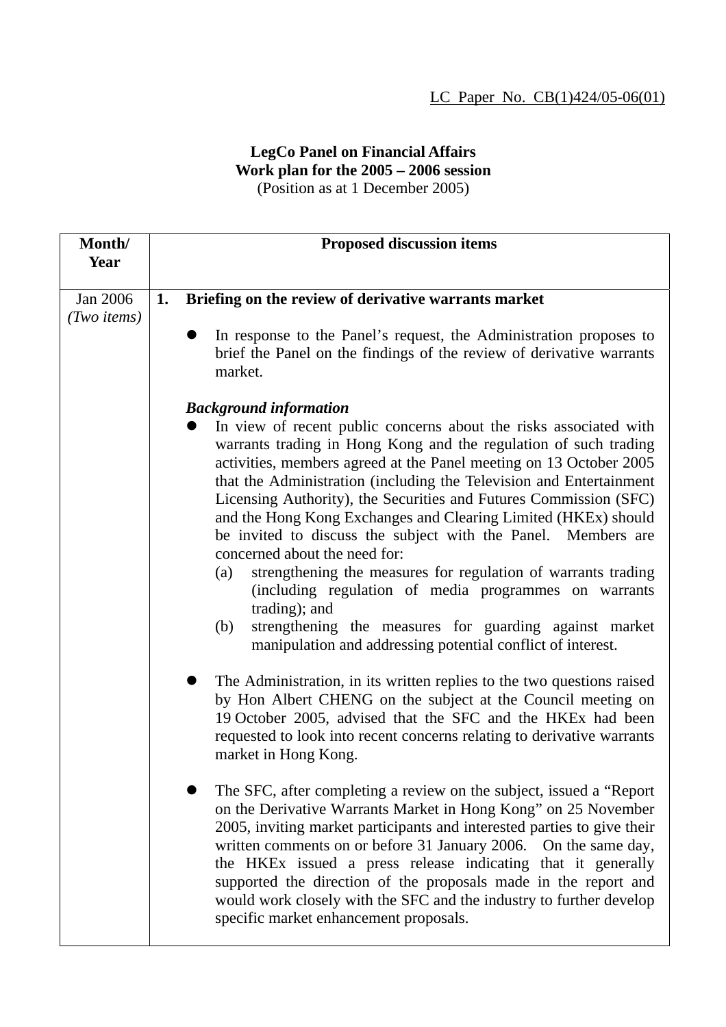LC Paper No. CB(1)424/05-06(01)

**LegCo Panel on Financial Affairs**
**Work plan for the 2005 – 2006 session**
(Position as at 1 December 2005)

| Month/ Year | Proposed discussion items |
|---|---|
| Jan 2006 *(Two items)* | **1. Briefing on the review of derivative warrants market**<br><br>● In response to the Panel's request, the Administration proposes to brief the Panel on the findings of the review of derivative warrants market.<br><br>***Background information***<br>● In view of recent public concerns about the risks associated with warrants trading in Hong Kong and the regulation of such trading activities, members agreed at the Panel meeting on 13 October 2005 that the Administration (including the Television and Entertainment Licensing Authority), the Securities and Futures Commission (SFC) and the Hong Kong Exchanges and Clearing Limited (HKEx) should be invited to discuss the subject with the Panel. Members are concerned about the need for:<br>(a) strengthening the measures for regulation of warrants trading (including regulation of media programmes on warrants trading); and<br>(b) strengthening the measures for guarding against market manipulation and addressing potential conflict of interest.<br><br>● The Administration, in its written replies to the two questions raised by Hon Albert CHENG on the subject at the Council meeting on 19 October 2005, advised that the SFC and the HKEx had been requested to look into recent concerns relating to derivative warrants market in Hong Kong.<br><br>● The SFC, after completing a review on the subject, issued a "Report on the Derivative Warrants Market in Hong Kong" on 25 November 2005, inviting market participants and interested parties to give their written comments on or before 31 January 2006. On the same day, the HKEx issued a press release indicating that it generally supported the direction of the proposals made in the report and would work closely with the SFC and the industry to further develop specific market enhancement proposals. |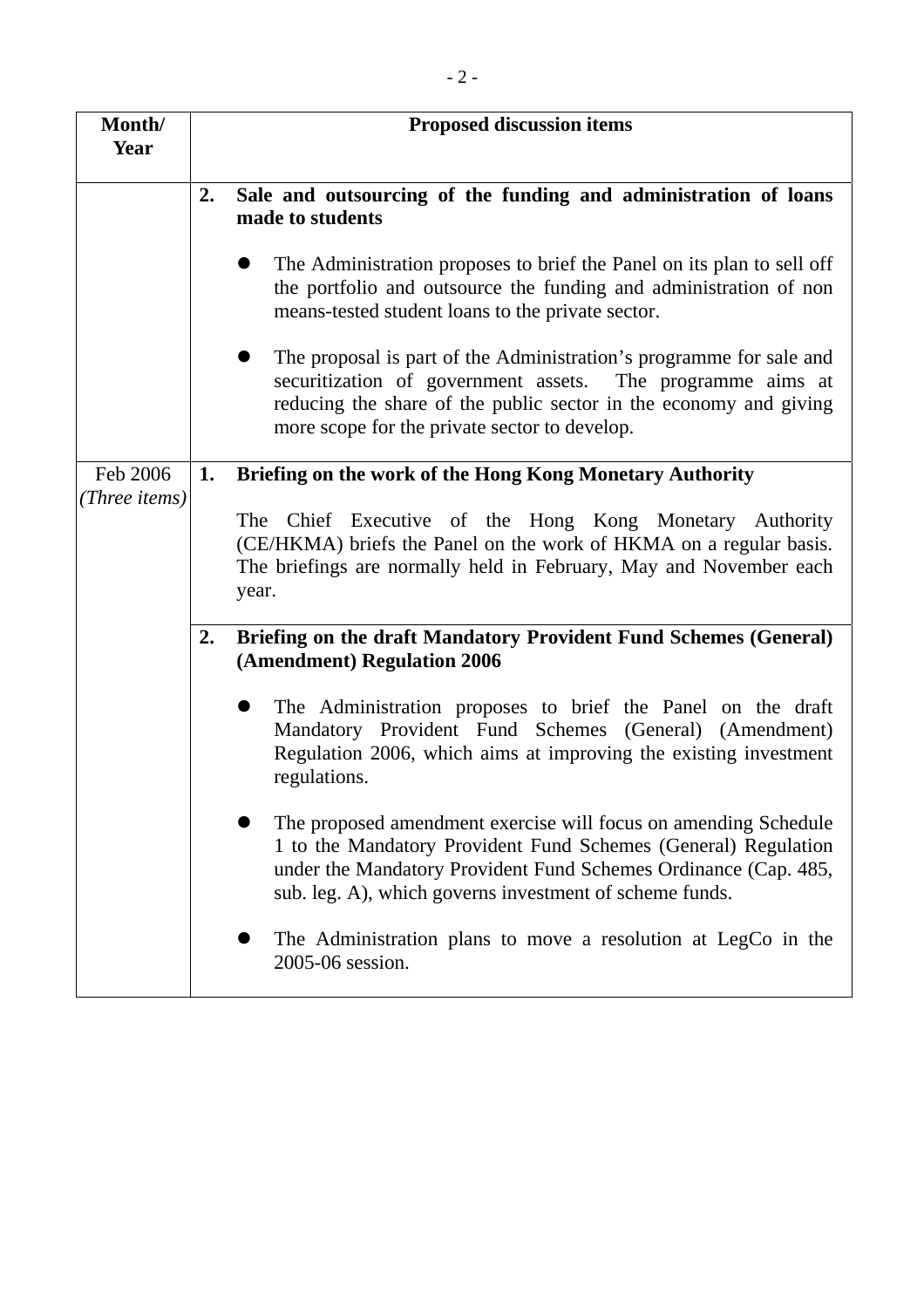| Month/ Year | Proposed discussion items |
|---|---|
| | **2. Sale and outsourcing of the funding and administration of loans made to students**<br><br>● The Administration proposes to brief the Panel on its plan to sell off the portfolio and outsource the funding and administration of non means-tested student loans to the private sector.<br><br>● The proposal is part of the Administration's programme for sale and securitization of government assets. The programme aims at reducing the share of the public sector in the economy and giving more scope for the private sector to develop. |
| Feb 2006 *(Three items)* | **1. Briefing on the work of the Hong Kong Monetary Authority**<br><br>The Chief Executive of the Hong Kong Monetary Authority (CE/HKMA) briefs the Panel on the work of HKMA on a regular basis. The briefings are normally held in February, May and November each year. |
| | **2. Briefing on the draft Mandatory Provident Fund Schemes (General) (Amendment) Regulation 2006**<br><br>● The Administration proposes to brief the Panel on the draft Mandatory Provident Fund Schemes (General) (Amendment) Regulation 2006, which aims at improving the existing investment regulations.<br><br>● The proposed amendment exercise will focus on amending Schedule 1 to the Mandatory Provident Fund Schemes (General) Regulation under the Mandatory Provident Fund Schemes Ordinance (Cap. 485, sub. leg. A), which governs investment of scheme funds.<br><br>● The Administration plans to move a resolution at LegCo in the 2005-06 session. |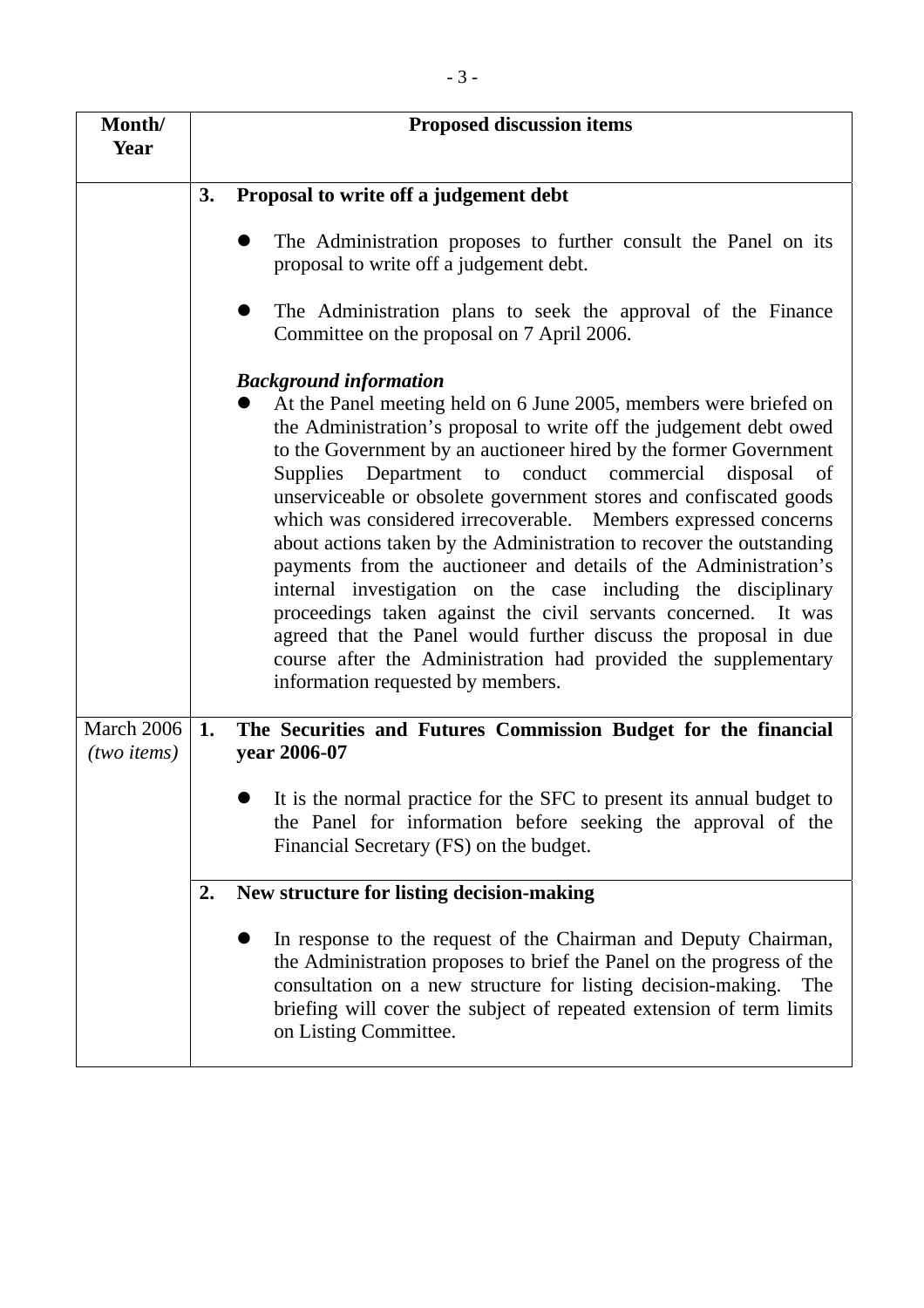| Month/ Year | Proposed discussion items |
|---|---|
| | **3. Proposal to write off a judgement debt**<br><br>● The Administration proposes to further consult the Panel on its proposal to write off a judgement debt.<br><br>● The Administration plans to seek the approval of the Finance Committee on the proposal on 7 April 2006.<br><br>***Background information***<br>● At the Panel meeting held on 6 June 2005, members were briefed on the Administration's proposal to write off the judgement debt owed to the Government by an auctioneer hired by the former Government Supplies Department to conduct commercial disposal of unserviceable or obsolete government stores and confiscated goods which was considered irrecoverable. Members expressed concerns about actions taken by the Administration to recover the outstanding payments from the auctioneer and details of the Administration's internal investigation on the case including the disciplinary proceedings taken against the civil servants concerned. It was agreed that the Panel would further discuss the proposal in due course after the Administration had provided the supplementary information requested by members. |
| March 2006 *(two items)* | **1. The Securities and Futures Commission Budget for the financial year 2006-07**<br><br>● It is the normal practice for the SFC to present its annual budget to the Panel for information before seeking the approval of the Financial Secretary (FS) on the budget. |
| | **2. New structure for listing decision-making**<br><br>● In response to the request of the Chairman and Deputy Chairman, the Administration proposes to brief the Panel on the progress of the consultation on a new structure for listing decision-making. The briefing will cover the subject of repeated extension of term limits on Listing Committee. |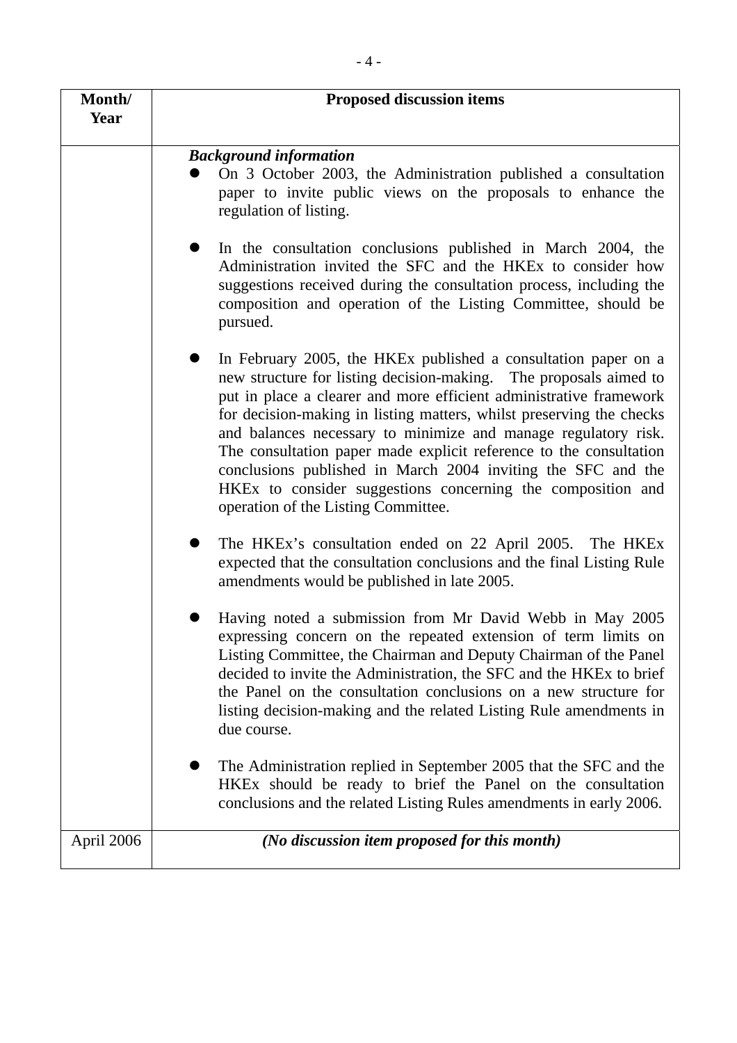| Month/ Year | Proposed discussion items |
|---|---|
| | ***Background information*** <br> • On 3 October 2003, the Administration published a consultation paper to invite public views on the proposals to enhance the regulation of listing. <br><br> • In the consultation conclusions published in March 2004, the Administration invited the SFC and the HKEx to consider how suggestions received during the consultation process, including the composition and operation of the Listing Committee, should be pursued. <br><br> • In February 2005, the HKEx published a consultation paper on a new structure for listing decision-making. The proposals aimed to put in place a clearer and more efficient administrative framework for decision-making in listing matters, whilst preserving the checks and balances necessary to minimize and manage regulatory risk. The consultation paper made explicit reference to the consultation conclusions published in March 2004 inviting the SFC and the HKEx to consider suggestions concerning the composition and operation of the Listing Committee. <br><br> • The HKEx's consultation ended on 22 April 2005. The HKEx expected that the consultation conclusions and the final Listing Rule amendments would be published in late 2005. <br><br> • Having noted a submission from Mr David Webb in May 2005 expressing concern on the repeated extension of term limits on Listing Committee, the Chairman and Deputy Chairman of the Panel decided to invite the Administration, the SFC and the HKEx to brief the Panel on the consultation conclusions on a new structure for listing decision-making and the related Listing Rule amendments in due course. <br><br> • The Administration replied in September 2005 that the SFC and the HKEx should be ready to brief the Panel on the consultation conclusions and the related Listing Rules amendments in early 2006. |
| April 2006 | ***(No discussion item proposed for this month)*** |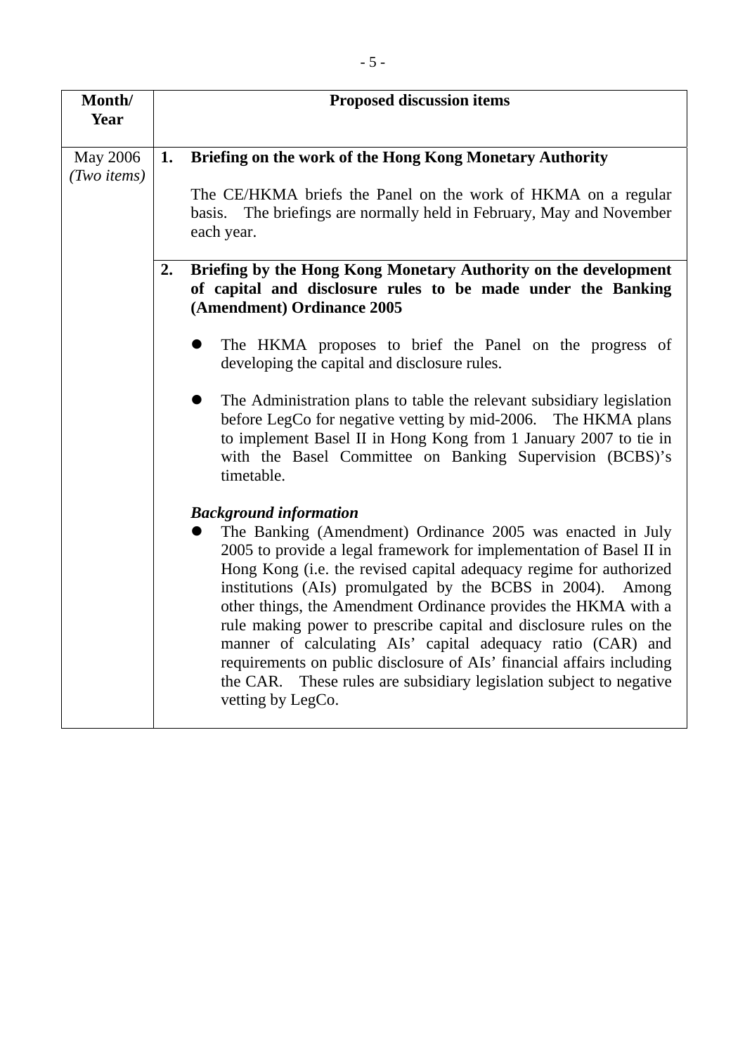| Month/ Year | Proposed discussion items |
|---|---|
| May 2006 *(Two items)* | **1. Briefing on the work of the Hong Kong Monetary Authority**<br><br>The CE/HKMA briefs the Panel on the work of HKMA on a regular basis. The briefings are normally held in February, May and November each year. |
| | **2. Briefing by the Hong Kong Monetary Authority on the development of capital and disclosure rules to be made under the Banking (Amendment) Ordinance 2005**<br><br>● The HKMA proposes to brief the Panel on the progress of developing the capital and disclosure rules.<br><br>● The Administration plans to table the relevant subsidiary legislation before LegCo for negative vetting by mid-2006. The HKMA plans to implement Basel II in Hong Kong from 1 January 2007 to tie in with the Basel Committee on Banking Supervision (BCBS)'s timetable.<br><br>***Background information***<br>● The Banking (Amendment) Ordinance 2005 was enacted in July 2005 to provide a legal framework for implementation of Basel II in Hong Kong (i.e. the revised capital adequacy regime for authorized institutions (AIs) promulgated by the BCBS in 2004). Among other things, the Amendment Ordinance provides the HKMA with a rule making power to prescribe capital and disclosure rules on the manner of calculating AIs' capital adequacy ratio (CAR) and requirements on public disclosure of AIs' financial affairs including the CAR. These rules are subsidiary legislation subject to negative vetting by LegCo. |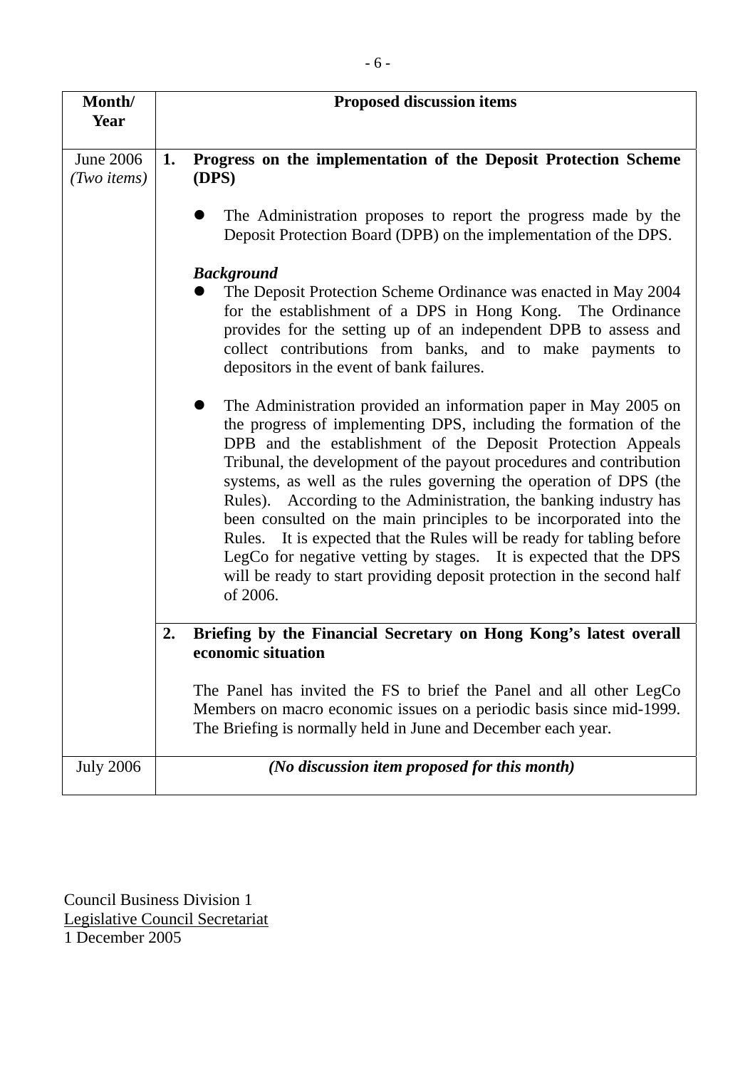| Month/ Year | Proposed discussion items |
|---|---|
| June 2006 *(Two items)* | **1. Progress on the implementation of the Deposit Protection Scheme (DPS)**<br><br>● The Administration proposes to report the progress made by the Deposit Protection Board (DPB) on the implementation of the DPS.<br><br>***Background***<br>● The Deposit Protection Scheme Ordinance was enacted in May 2004 for the establishment of a DPS in Hong Kong. The Ordinance provides for the setting up of an independent DPB to assess and collect contributions from banks, and to make payments to depositors in the event of bank failures.<br><br>● The Administration provided an information paper in May 2005 on the progress of implementing DPS, including the formation of the DPB and the establishment of the Deposit Protection Appeals Tribunal, the development of the payout procedures and contribution systems, as well as the rules governing the operation of DPS (the Rules). According to the Administration, the banking industry has been consulted on the main principles to be incorporated into the Rules. It is expected that the Rules will be ready for tabling before LegCo for negative vetting by stages. It is expected that the DPS will be ready to start providing deposit protection in the second half of 2006. |
| | **2. Briefing by the Financial Secretary on Hong Kong's latest overall economic situation**<br><br>The Panel has invited the FS to brief the Panel and all other LegCo Members on macro economic issues on a periodic basis since mid-1999. The Briefing is normally held in June and December each year. |
| July 2006 | ***(No discussion item proposed for this month)*** |

Council Business Division 1
Legislative Council Secretariat
1 December 2005